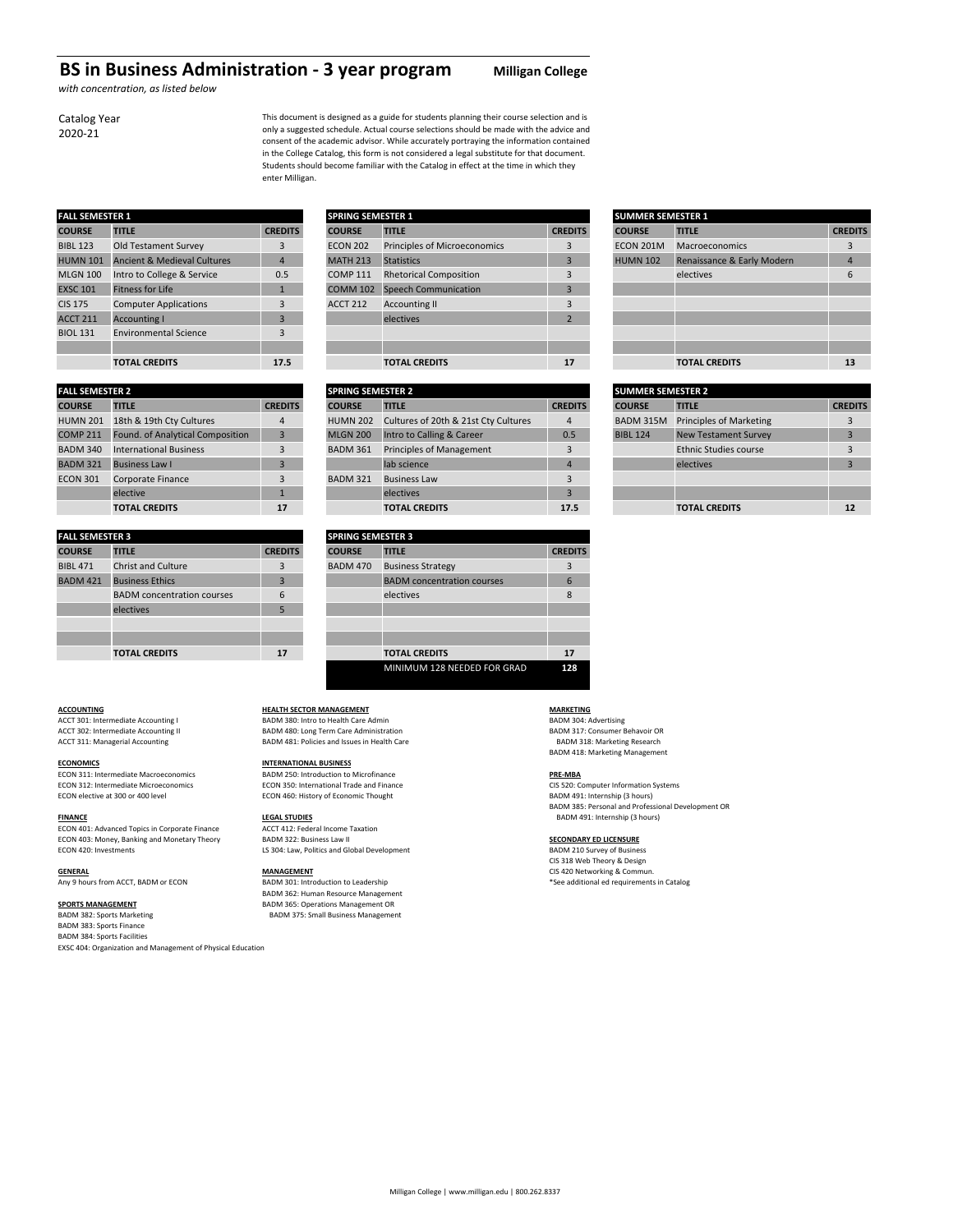# BS in Business Administration - 3 year program

**Milligan College**

*with concentration, as listed below*

Catalog Year
2020-21

This document is designed as a guide for students planning their course selection and is only a suggested schedule. Actual course selections should be made with the advice and consent of the academic advisor. While accurately portraying the information contained in the College Catalog, this form is not considered a legal substitute for that document. Students should become familiar with the Catalog in effect at the time in which they enter Milligan.

| FALL SEMESTER 1 | | |
|---|---|---|
| COURSE | TITLE | CREDITS |
| BIBL 123 | Old Testament Survey | 3 |
| HUMN 101 | Ancient & Medieval Cultures | 4 |
| MLGN 100 | Intro to College & Service | 0.5 |
| EXSC 101 | Fitness for Life | 1 |
| CIS 175 | Computer Applications | 3 |
| ACCT 211 | Accounting I | 3 |
| BIOL 131 | Environmental Science | 3 |
| | | |
| | TOTAL CREDITS | 17.5 |

| SPRING SEMESTER 1 | | |
|---|---|---|
| COURSE | TITLE | CREDITS |
| ECON 202 | Principles of Microeconomics | 3 |
| MATH 213 | Statistics | 3 |
| COMP 111 | Rhetorical Composition | 3 |
| COMM 102 | Speech Communication | 3 |
| ACCT 212 | Accounting II | 3 |
| | electives | 2 |
| | | |
| | | |
| | TOTAL CREDITS | 17 |

| SUMMER SEMESTER 1 | | |
|---|---|---|
| COURSE | TITLE | CREDITS |
| ECON 201M | Macroeconomics | 3 |
| HUMN 102 | Renaissance & Early Modern | 4 |
| | electives | 6 |
| | | |
| | | |
| | | |
| | | |
| | TOTAL CREDITS | 13 |

| FALL SEMESTER 2 | | |
|---|---|---|
| COURSE | TITLE | CREDITS |
| HUMN 201 | 18th & 19th Cty Cultures | 4 |
| COMP 211 | Found. of Analytical Composition | 3 |
| BADM 340 | International Business | 3 |
| BADM 321 | Business Law I | 3 |
| ECON 301 | Corporate Finance | 3 |
| | elective | 1 |
| | TOTAL CREDITS | 17 |

| SPRING SEMESTER 2 | | |
|---|---|---|
| COURSE | TITLE | CREDITS |
| HUMN 202 | Cultures of 20th & 21st Cty Cultures | 4 |
| MLGN 200 | Intro to Calling & Career | 0.5 |
| BADM 361 | Principles of Management | 3 |
| | lab science | 4 |
| BADM 321 | Business Law | 3 |
| | electives | 3 |
| | TOTAL CREDITS | 17.5 |

| SUMMER SEMESTER 2 | | |
|---|---|---|
| COURSE | TITLE | CREDITS |
| BADM 315M | Principles of Marketing | 3 |
| BIBL 124 | New Testament Survey | 3 |
| | Ethnic Studies course | 3 |
| | electives | 3 |
| | | |
| | | |
| | TOTAL CREDITS | 12 |

| FALL SEMESTER 3 | | |
|---|---|---|
| COURSE | TITLE | CREDITS |
| BIBL 471 | Christ and Culture | 3 |
| BADM 421 | Business Ethics | 3 |
| | BADM concentration courses | 6 |
| | electives | 5 |
| | | |
| | | |
| | TOTAL CREDITS | 17 |

| SPRING SEMESTER 3 | | |
|---|---|---|
| COURSE | TITLE | CREDITS |
| BADM 470 | Business Strategy | 3 |
| | BADM concentration courses | 6 |
| | electives | 8 |
| | | |
| | | |
| | | |
| | TOTAL CREDITS | 17 |
| | MINIMUM 128 NEEDED FOR GRAD | 128 |

**ACCOUNTING**
ACCT 301: Intermediate Accounting I
ACCT 302: Intermediate Accounting II
ACCT 311: Managerial Accounting

**ECONOMICS**
ECON 311: Intermediate Macroeconomics
ECON 312: Intermediate Microeconomics
ECON elective at 300 or 400 level

**FINANCE**
ECON 401: Advanced Topics in Corporate Finance
ECON 403: Money, Banking and Monetary Theory
ECON 420: Investments

**GENERAL**
Any 9 hours from ACCT, BADM or ECON

**SPORTS MANAGEMENT**
BADM 382: Sports Marketing
BADM 383: Sports Finance
BADM 384: Sports Facilities
EXSC 404: Organization and Management of Physical Education

**HEALTH SECTOR MANAGEMENT**
BADM 380: Intro to Health Care Admin
BADM 480: Long Term Care Administration
BADM 481: Policies and Issues in Health Care

**INTERNATIONAL BUSINESS**
BADM 250: Introduction to Microfinance
ECON 350: International Trade and Finance
ECON 460: History of Economic Thought

**LEGAL STUDIES**
ACCT 412: Federal Income Taxation
BADM 322: Business Law II
LS 304: Law, Politics and Global Development

**MANAGEMENT**
BADM 301: Introduction to Leadership
BADM 362: Human Resource Management
BADM 365: Operations Management OR
BADM 375: Small Business Management

**MARKETING**
BADM 304: Advertising
BADM 317: Consumer Behavoir OR
BADM 318: Marketing Research
BADM 418: Marketing Management

**PRE-MBA**
CIS 520: Computer Information Systems
BADM 491: Internship (3 hours)
BADM 385: Personal and Professional Development OR
BADM 491: Internship (3 hours)

**SECONDARY ED LICENSURE**
BADM 210 Survey of Business
CIS 318 Web Theory & Design
CIS 420 Networking & Commun.
*See additional ed requirements in Catalog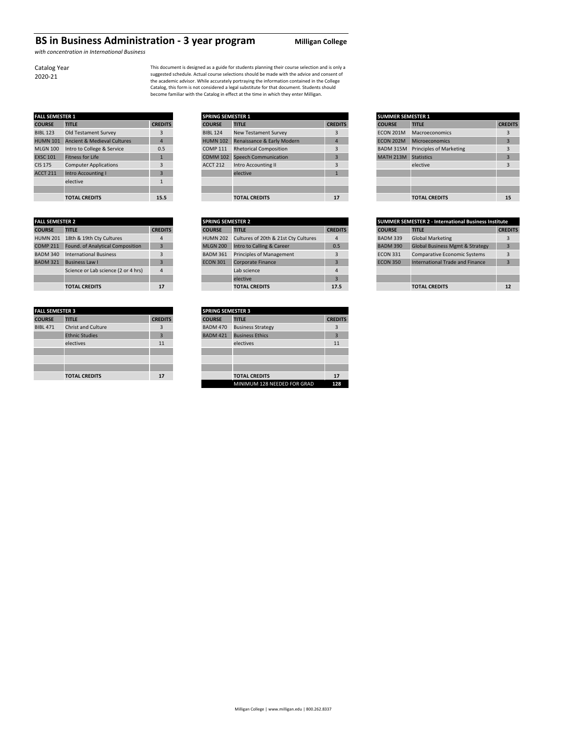# BS in Business Administration - 3 year program

**Milligan College**

*with concentration in International Business*

Catalog Year
2020-21

This document is designed as a guide for students planning their course selection and is only a suggested schedule. Actual course selections should be made with the advice and consent of the academic advisor. While accurately portraying the information contained in the College Catalog, this form is not considered a legal substitute for that document. Students should become familiar with the Catalog in effect at the time in which they enter Milligan.

| FALL SEMESTER 1 | | |
|---|---|---|
| **COURSE** | **TITLE** | **CREDITS** |
| BIBL 123 | Old Testament Survey | 3 |
| HUMN 101 | Ancient & Medieval Cultures | 4 |
| MLGN 100 | Intro to College & Service | 0.5 |
| EXSC 101 | Fitness for Life | 1 |
| CIS 175 | Computer Applications | 3 |
| ACCT 211 | Intro Accounting I | 3 |
| | elective | 1 |
| | | |
| | **TOTAL CREDITS** | **15.5** |

| SPRING SEMESTER 1 | | |
|---|---|---|
| **COURSE** | **TITLE** | **CREDITS** |
| BIBL 124 | New Testament Survey | 3 |
| HUMN 102 | Renaissance & Early Modern | 4 |
| COMP 111 | Rhetorical Composition | 3 |
| COMM 102 | Speech Communication | 3 |
| ACCT 212 | Intro Accounting II | 3 |
| | elective | 1 |
| | | |
| | | |
| | **TOTAL CREDITS** | **17** |

| SUMMER SEMESTER 1 | | |
|---|---|---|
| **COURSE** | **TITLE** | **CREDITS** |
| ECON 201M | Macroeconomics | 3 |
| ECON 202M | Microeconomics | 3 |
| BADM 315M | Principles of Marketing | 3 |
| MATH 213M | Statistics | 3 |
| | elective | 3 |
| | | |
| | | |
| | | |
| | **TOTAL CREDITS** | **15** |

| FALL SEMESTER 2 | | |
|---|---|---|
| **COURSE** | **TITLE** | **CREDITS** |
| HUMN 201 | 18th & 19th Cty Cultures | 4 |
| COMP 211 | Found. of Analytical Composition | 3 |
| BADM 340 | International Business | 3 |
| BADM 321 | Business Law I | 3 |
| | Science or Lab science (2 or 4 hrs) | 4 |
| | | |
| | **TOTAL CREDITS** | **17** |

| SPRING SEMESTER 2 | | |
|---|---|---|
| **COURSE** | **TITLE** | **CREDITS** |
| HUMN 202 | Cultures of 20th & 21st Cty Cultures | 4 |
| MLGN 200 | Intro to Calling & Career | 0.5 |
| BADM 361 | Principles of Management | 3 |
| ECON 301 | Corporate Finance | 3 |
| | Lab science | 4 |
| | elective | 3 |
| | **TOTAL CREDITS** | **17.5** |

| SUMMER SEMESTER 2 - International Business Institute | | |
|---|---|---|
| **COURSE** | **TITLE** | **CREDITS** |
| BADM 339 | Global Marketing | 3 |
| BADM 390 | Global Business Mgmt & Strategy | 3 |
| ECON 331 | Comparative Economic Systems | 3 |
| ECON 350 | International Trade and Finance | 3 |
| | | |
| | | |
| | **TOTAL CREDITS** | **12** |

| FALL SEMESTER 3 | | |
|---|---|---|
| **COURSE** | **TITLE** | **CREDITS** |
| BIBL 471 | Christ and Culture | 3 |
| | Ethnic Studies | 3 |
| | electives | 11 |
| | | |
| | | |
| | | |
| | **TOTAL CREDITS** | **17** |

| SPRING SEMESTER 3 | | |
|---|---|---|
| **COURSE** | **TITLE** | **CREDITS** |
| BADM 470 | Business Strategy | 3 |
| BADM 421 | Business Ethics | 3 |
| | electives | 11 |
| | | |
| | | |
| | | |
| | **TOTAL CREDITS** | **17** |
| | MINIMUM 128 NEEDED FOR GRAD | **128** |

Milligan College | www.milligan.edu | 800.262.8337